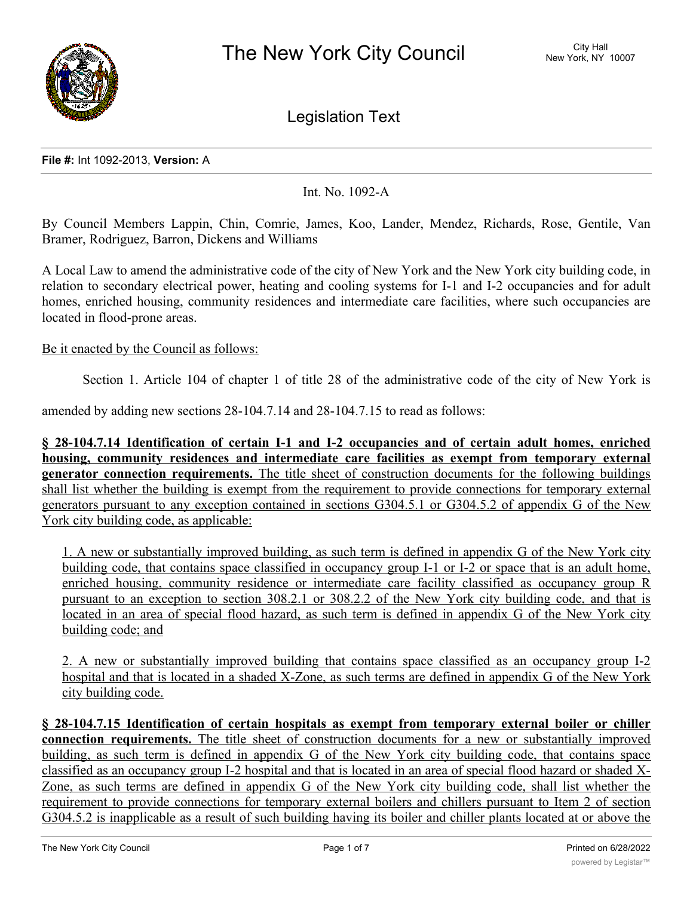# The New York City Council

City Hall
New York, NY 10007

## Legislation Text

**File #:** Int 1092-2013, **Version:** A

Int. No. 1092-A

By Council Members Lappin, Chin, Comrie, James, Koo, Lander, Mendez, Richards, Rose, Gentile, Van Bramer, Rodriguez, Barron, Dickens and Williams

A Local Law to amend the administrative code of the city of New York and the New York city building code, in relation to secondary electrical power, heating and cooling systems for I-1 and I-2 occupancies and for adult homes, enriched housing, community residences and intermediate care facilities, where such occupancies are located in flood-prone areas.

Be it enacted by the Council as follows:

Section 1. Article 104 of chapter 1 of title 28 of the administrative code of the city of New York is amended by adding new sections 28-104.7.14 and 28-104.7.15 to read as follows:

**§ 28-104.7.14 Identification of certain I-1 and I-2 occupancies and of certain adult homes, enriched housing, community residences and intermediate care facilities as exempt from temporary external generator connection requirements.** The title sheet of construction documents for the following buildings shall list whether the building is exempt from the requirement to provide connections for temporary external generators pursuant to any exception contained in sections G304.5.1 or G304.5.2 of appendix G of the New York city building code, as applicable:

1. A new or substantially improved building, as such term is defined in appendix G of the New York city building code, that contains space classified in occupancy group I-1 or I-2 or space that is an adult home, enriched housing, community residence or intermediate care facility classified as occupancy group R pursuant to an exception to section 308.2.1 or 308.2.2 of the New York city building code, and that is located in an area of special flood hazard, as such term is defined in appendix G of the New York city building code; and

2. A new or substantially improved building that contains space classified as an occupancy group I-2 hospital and that is located in a shaded X-Zone, as such terms are defined in appendix G of the New York city building code.

**§ 28-104.7.15 Identification of certain hospitals as exempt from temporary external boiler or chiller connection requirements.** The title sheet of construction documents for a new or substantially improved building, as such term is defined in appendix G of the New York city building code, that contains space classified as an occupancy group I-2 hospital and that is located in an area of special flood hazard or shaded X-Zone, as such terms are defined in appendix G of the New York city building code, shall list whether the requirement to provide connections for temporary external boilers and chillers pursuant to Item 2 of section G304.5.2 is inapplicable as a result of such building having its boiler and chiller plants located at or above the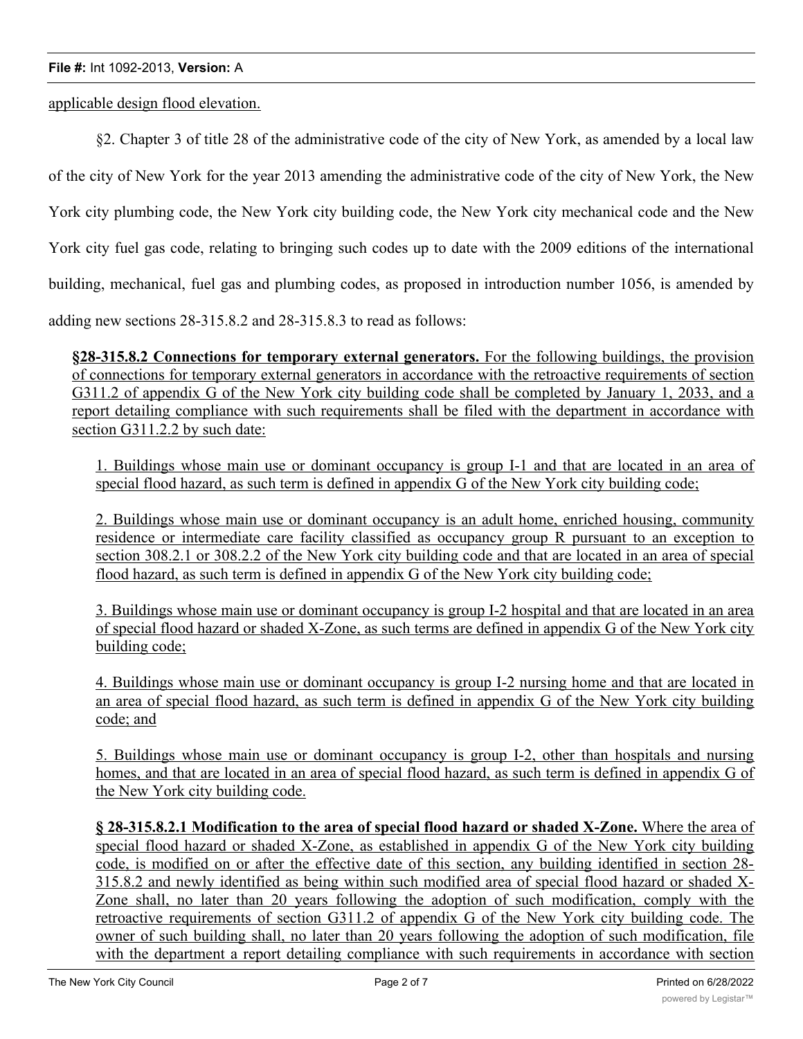applicable design flood elevation.

§2. Chapter 3 of title 28 of the administrative code of the city of New York, as amended by a local law of the city of New York for the year 2013 amending the administrative code of the city of New York, the New York city plumbing code, the New York city building code, the New York city mechanical code and the New York city fuel gas code, relating to bringing such codes up to date with the 2009 editions of the international building, mechanical, fuel gas and plumbing codes, as proposed in introduction number 1056, is amended by adding new sections 28-315.8.2 and 28-315.8.3 to read as follows:

**§28-315.8.2 Connections for temporary external generators.** For the following buildings, the provision of connections for temporary external generators in accordance with the retroactive requirements of section G311.2 of appendix G of the New York city building code shall be completed by January 1, 2033, and a report detailing compliance with such requirements shall be filed with the department in accordance with section G311.2.2 by such date:

1. Buildings whose main use or dominant occupancy is group I-1 and that are located in an area of special flood hazard, as such term is defined in appendix G of the New York city building code;

2. Buildings whose main use or dominant occupancy is an adult home, enriched housing, community residence or intermediate care facility classified as occupancy group R pursuant to an exception to section 308.2.1 or 308.2.2 of the New York city building code and that are located in an area of special flood hazard, as such term is defined in appendix G of the New York city building code;

3. Buildings whose main use or dominant occupancy is group I-2 hospital and that are located in an area of special flood hazard or shaded X-Zone, as such terms are defined in appendix G of the New York city building code;

4. Buildings whose main use or dominant occupancy is group I-2 nursing home and that are located in an area of special flood hazard, as such term is defined in appendix G of the New York city building code; and

5. Buildings whose main use or dominant occupancy is group I-2, other than hospitals and nursing homes, and that are located in an area of special flood hazard, as such term is defined in appendix G of the New York city building code.

**§ 28-315.8.2.1 Modification to the area of special flood hazard or shaded X-Zone.** Where the area of special flood hazard or shaded X-Zone, as established in appendix G of the New York city building code, is modified on or after the effective date of this section, any building identified in section 28-315.8.2 and newly identified as being within such modified area of special flood hazard or shaded X-Zone shall, no later than 20 years following the adoption of such modification, comply with the retroactive requirements of section G311.2 of appendix G of the New York city building code. The owner of such building shall, no later than 20 years following the adoption of such modification, file with the department a report detailing compliance with such requirements in accordance with section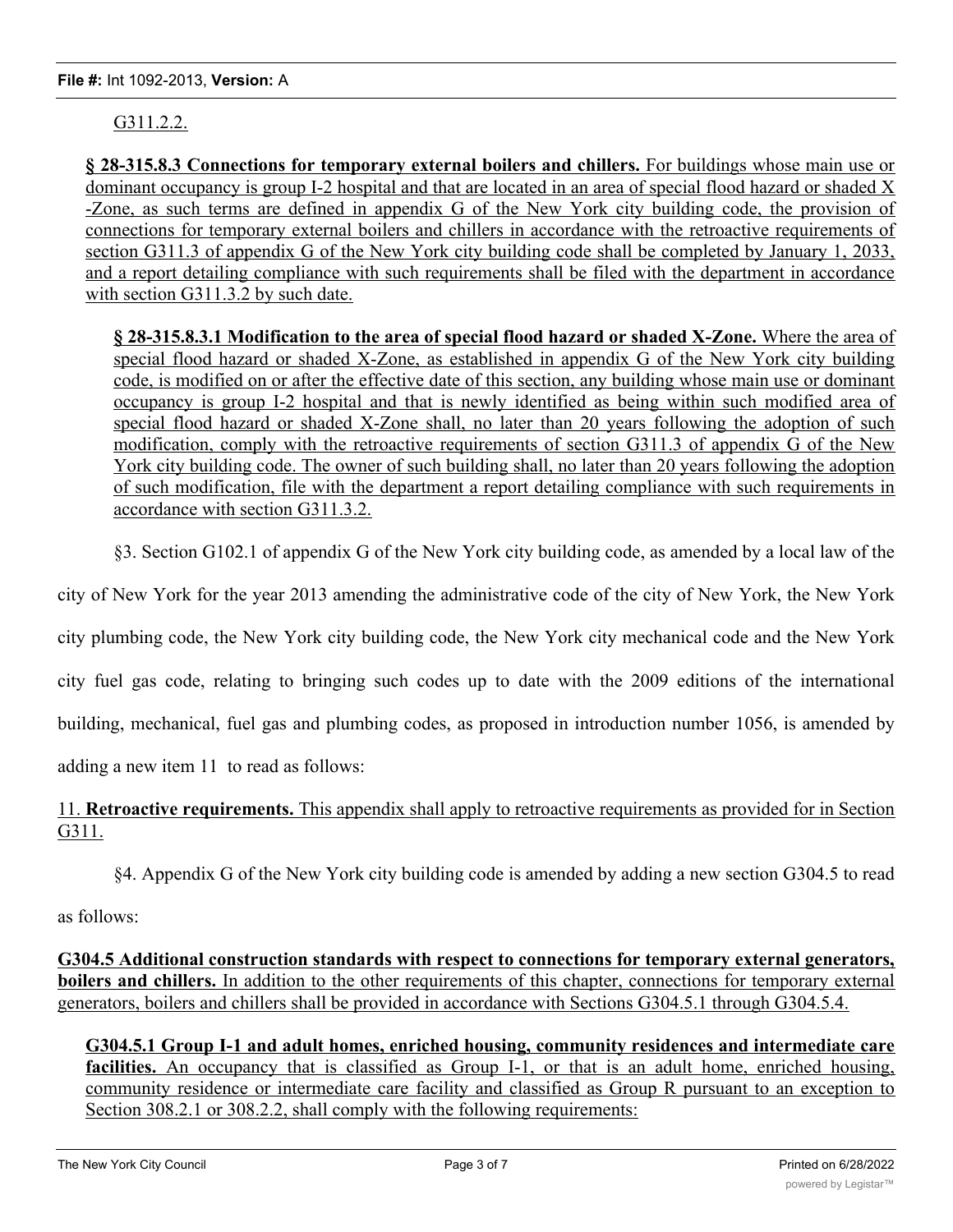G311.2.2.

**§ 28-315.8.3 Connections for temporary external boilers and chillers.** For buildings whose main use or dominant occupancy is group I-2 hospital and that are located in an area of special flood hazard or shaded X -Zone, as such terms are defined in appendix G of the New York city building code, the provision of connections for temporary external boilers and chillers in accordance with the retroactive requirements of section G311.3 of appendix G of the New York city building code shall be completed by January 1, 2033, and a report detailing compliance with such requirements shall be filed with the department in accordance with section G311.3.2 by such date.

**§ 28-315.8.3.1 Modification to the area of special flood hazard or shaded X-Zone.** Where the area of special flood hazard or shaded X-Zone, as established in appendix G of the New York city building code, is modified on or after the effective date of this section, any building whose main use or dominant occupancy is group I-2 hospital and that is newly identified as being within such modified area of special flood hazard or shaded X-Zone shall, no later than 20 years following the adoption of such modification, comply with the retroactive requirements of section G311.3 of appendix G of the New York city building code. The owner of such building shall, no later than 20 years following the adoption of such modification, file with the department a report detailing compliance with such requirements in accordance with section G311.3.2.

§3. Section G102.1 of appendix G of the New York city building code, as amended by a local law of the city of New York for the year 2013 amending the administrative code of the city of New York, the New York city plumbing code, the New York city building code, the New York city mechanical code and the New York city fuel gas code, relating to bringing such codes up to date with the 2009 editions of the international building, mechanical, fuel gas and plumbing codes, as proposed in introduction number 1056, is amended by adding a new item 11 to read as follows:

11. **Retroactive requirements.** This appendix shall apply to retroactive requirements as provided for in Section G311.

§4. Appendix G of the New York city building code is amended by adding a new section G304.5 to read as follows:

**G304.5 Additional construction standards with respect to connections for temporary external generators, boilers and chillers.** In addition to the other requirements of this chapter, connections for temporary external generators, boilers and chillers shall be provided in accordance with Sections G304.5.1 through G304.5.4.

**G304.5.1 Group I-1 and adult homes, enriched housing, community residences and intermediate care facilities.** An occupancy that is classified as Group I-1, or that is an adult home, enriched housing, community residence or intermediate care facility and classified as Group R pursuant to an exception to Section 308.2.1 or 308.2.2, shall comply with the following requirements: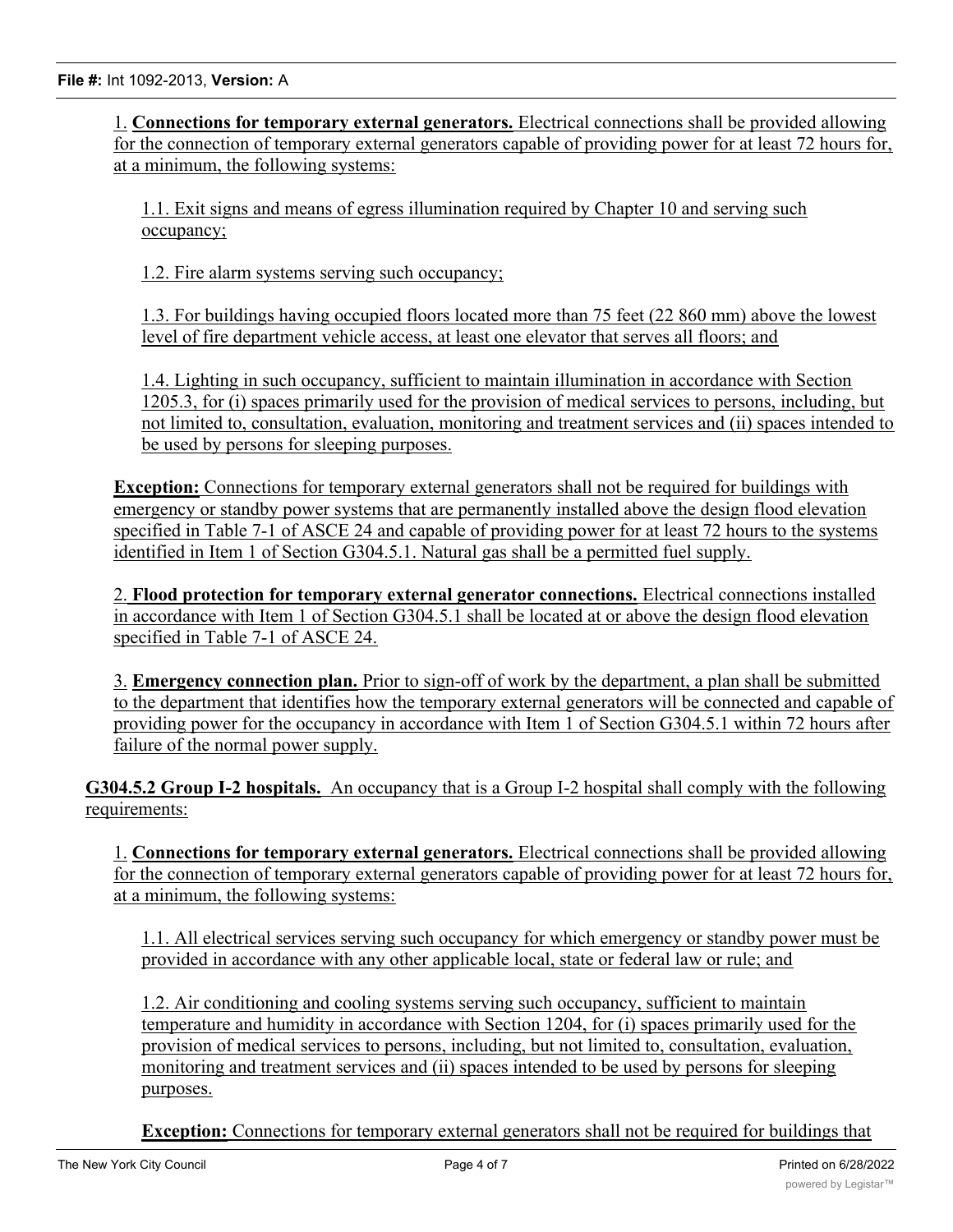1. **Connections for temporary external generators.** Electrical connections shall be provided allowing for the connection of temporary external generators capable of providing power for at least 72 hours for, at a minimum, the following systems:

1.1. Exit signs and means of egress illumination required by Chapter 10 and serving such occupancy;

1.2. Fire alarm systems serving such occupancy;

1.3. For buildings having occupied floors located more than 75 feet (22 860 mm) above the lowest level of fire department vehicle access, at least one elevator that serves all floors; and

1.4. Lighting in such occupancy, sufficient to maintain illumination in accordance with Section 1205.3, for (i) spaces primarily used for the provision of medical services to persons, including, but not limited to, consultation, evaluation, monitoring and treatment services and (ii) spaces intended to be used by persons for sleeping purposes.

**Exception:** Connections for temporary external generators shall not be required for buildings with emergency or standby power systems that are permanently installed above the design flood elevation specified in Table 7-1 of ASCE 24 and capable of providing power for at least 72 hours to the systems identified in Item 1 of Section G304.5.1. Natural gas shall be a permitted fuel supply.

2. **Flood protection for temporary external generator connections.** Electrical connections installed in accordance with Item 1 of Section G304.5.1 shall be located at or above the design flood elevation specified in Table 7-1 of ASCE 24.

3. **Emergency connection plan.** Prior to sign-off of work by the department, a plan shall be submitted to the department that identifies how the temporary external generators will be connected and capable of providing power for the occupancy in accordance with Item 1 of Section G304.5.1 within 72 hours after failure of the normal power supply.

**G304.5.2 Group I-2 hospitals.** An occupancy that is a Group I-2 hospital shall comply with the following requirements:

1. **Connections for temporary external generators.** Electrical connections shall be provided allowing for the connection of temporary external generators capable of providing power for at least 72 hours for, at a minimum, the following systems:

1.1. All electrical services serving such occupancy for which emergency or standby power must be provided in accordance with any other applicable local, state or federal law or rule; and

1.2. Air conditioning and cooling systems serving such occupancy, sufficient to maintain temperature and humidity in accordance with Section 1204, for (i) spaces primarily used for the provision of medical services to persons, including, but not limited to, consultation, evaluation, monitoring and treatment services and (ii) spaces intended to be used by persons for sleeping purposes.

**Exception:** Connections for temporary external generators shall not be required for buildings that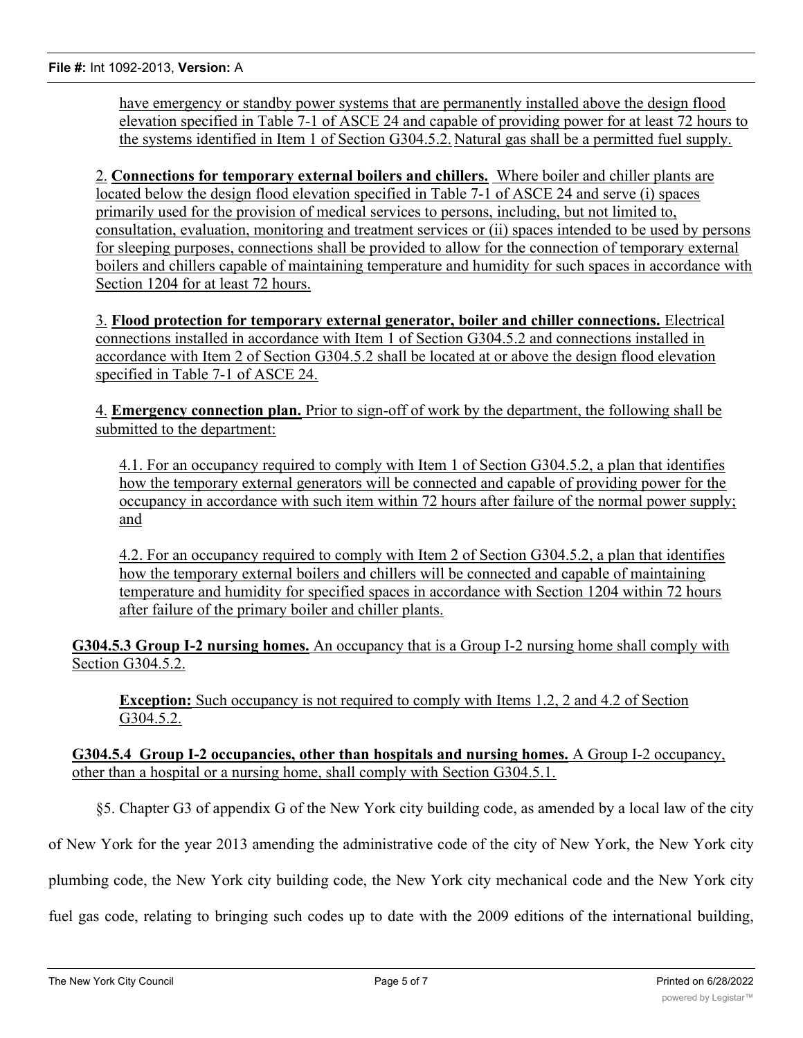have emergency or standby power systems that are permanently installed above the design flood elevation specified in Table 7-1 of ASCE 24 and capable of providing power for at least 72 hours to the systems identified in Item 1 of Section G304.5.2. Natural gas shall be a permitted fuel supply.

2. **Connections for temporary external boilers and chillers.** Where boiler and chiller plants are located below the design flood elevation specified in Table 7-1 of ASCE 24 and serve (i) spaces primarily used for the provision of medical services to persons, including, but not limited to, consultation, evaluation, monitoring and treatment services or (ii) spaces intended to be used by persons for sleeping purposes, connections shall be provided to allow for the connection of temporary external boilers and chillers capable of maintaining temperature and humidity for such spaces in accordance with Section 1204 for at least 72 hours.

3. **Flood protection for temporary external generator, boiler and chiller connections.** Electrical connections installed in accordance with Item 1 of Section G304.5.2 and connections installed in accordance with Item 2 of Section G304.5.2 shall be located at or above the design flood elevation specified in Table 7-1 of ASCE 24.

4. **Emergency connection plan.** Prior to sign-off of work by the department, the following shall be submitted to the department:

4.1. For an occupancy required to comply with Item 1 of Section G304.5.2, a plan that identifies how the temporary external generators will be connected and capable of providing power for the occupancy in accordance with such item within 72 hours after failure of the normal power supply; and

4.2. For an occupancy required to comply with Item 2 of Section G304.5.2, a plan that identifies how the temporary external boilers and chillers will be connected and capable of maintaining temperature and humidity for specified spaces in accordance with Section 1204 within 72 hours after failure of the primary boiler and chiller plants.

**G304.5.3 Group I-2 nursing homes.** An occupancy that is a Group I-2 nursing home shall comply with Section G304.5.2.

**Exception:** Such occupancy is not required to comply with Items 1.2, 2 and 4.2 of Section G304.5.2.

**G304.5.4 Group I-2 occupancies, other than hospitals and nursing homes.** A Group I-2 occupancy, other than a hospital or a nursing home, shall comply with Section G304.5.1.

§5. Chapter G3 of appendix G of the New York city building code, as amended by a local law of the city of New York for the year 2013 amending the administrative code of the city of New York, the New York city plumbing code, the New York city building code, the New York city mechanical code and the New York city fuel gas code, relating to bringing such codes up to date with the 2009 editions of the international building,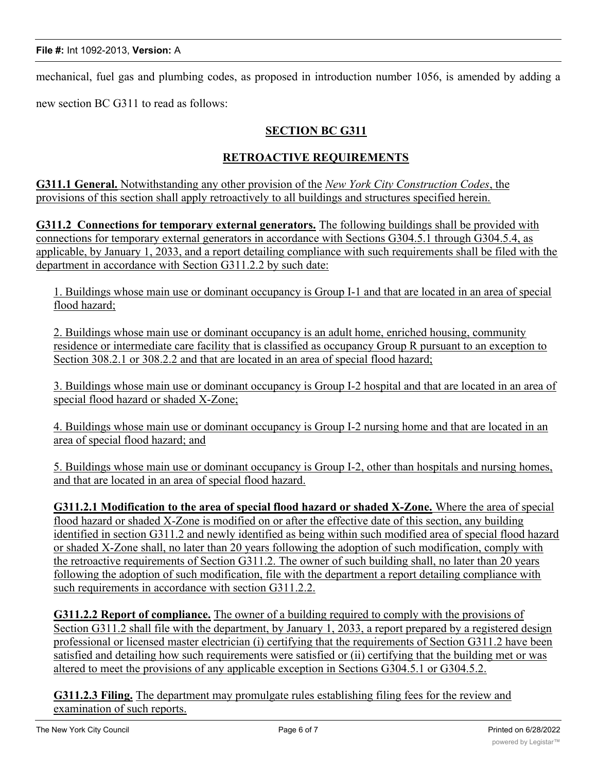mechanical, fuel gas and plumbing codes, as proposed in introduction number 1056, is amended by adding a new section BC G311 to read as follows:

## SECTION BC G311

## RETROACTIVE REQUIREMENTS

**G311.1 General.** Notwithstanding any other provision of the *New York City Construction Codes*, the provisions of this section shall apply retroactively to all buildings and structures specified herein.

**G311.2 Connections for temporary external generators.** The following buildings shall be provided with connections for temporary external generators in accordance with Sections G304.5.1 through G304.5.4, as applicable, by January 1, 2033, and a report detailing compliance with such requirements shall be filed with the department in accordance with Section G311.2.2 by such date:

1. Buildings whose main use or dominant occupancy is Group I-1 and that are located in an area of special flood hazard;

2. Buildings whose main use or dominant occupancy is an adult home, enriched housing, community residence or intermediate care facility that is classified as occupancy Group R pursuant to an exception to Section 308.2.1 or 308.2.2 and that are located in an area of special flood hazard;

3. Buildings whose main use or dominant occupancy is Group I-2 hospital and that are located in an area of special flood hazard or shaded X-Zone;

4. Buildings whose main use or dominant occupancy is Group I-2 nursing home and that are located in an area of special flood hazard; and

5. Buildings whose main use or dominant occupancy is Group I-2, other than hospitals and nursing homes, and that are located in an area of special flood hazard.

**G311.2.1 Modification to the area of special flood hazard or shaded X-Zone.** Where the area of special flood hazard or shaded X-Zone is modified on or after the effective date of this section, any building identified in section G311.2 and newly identified as being within such modified area of special flood hazard or shaded X-Zone shall, no later than 20 years following the adoption of such modification, comply with the retroactive requirements of Section G311.2. The owner of such building shall, no later than 20 years following the adoption of such modification, file with the department a report detailing compliance with such requirements in accordance with section G311.2.2.

**G311.2.2 Report of compliance.** The owner of a building required to comply with the provisions of Section G311.2 shall file with the department, by January 1, 2033, a report prepared by a registered design professional or licensed master electrician (i) certifying that the requirements of Section G311.2 have been satisfied and detailing how such requirements were satisfied or (ii) certifying that the building met or was altered to meet the provisions of any applicable exception in Sections G304.5.1 or G304.5.2.

**G311.2.3 Filing.** The department may promulgate rules establishing filing fees for the review and examination of such reports.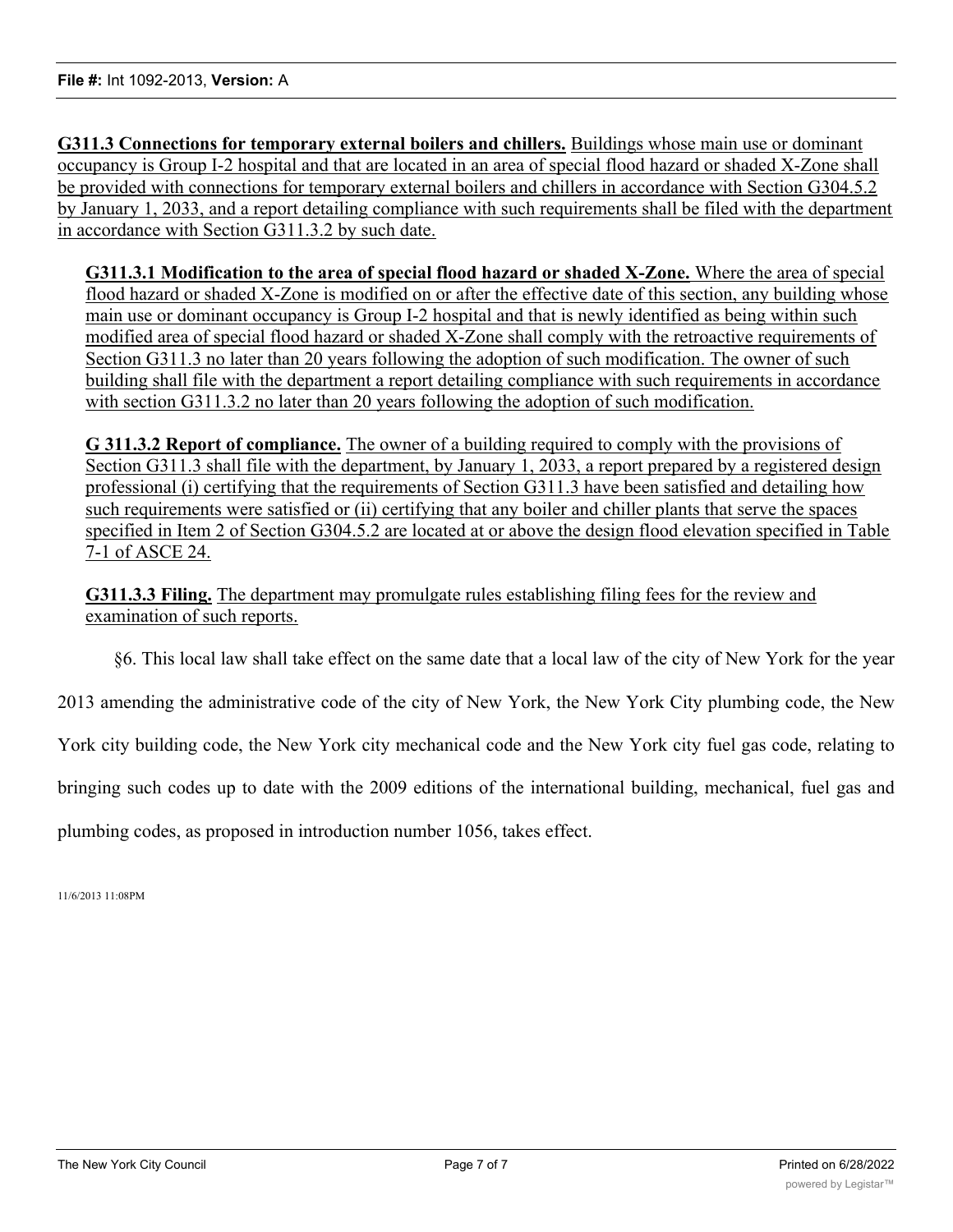**G311.3 Connections for temporary external boilers and chillers.** Buildings whose main use or dominant occupancy is Group I-2 hospital and that are located in an area of special flood hazard or shaded X-Zone shall be provided with connections for temporary external boilers and chillers in accordance with Section G304.5.2 by January 1, 2033, and a report detailing compliance with such requirements shall be filed with the department in accordance with Section G311.3.2 by such date.

**G311.3.1 Modification to the area of special flood hazard or shaded X-Zone.** Where the area of special flood hazard or shaded X-Zone is modified on or after the effective date of this section, any building whose main use or dominant occupancy is Group I-2 hospital and that is newly identified as being within such modified area of special flood hazard or shaded X-Zone shall comply with the retroactive requirements of Section G311.3 no later than 20 years following the adoption of such modification. The owner of such building shall file with the department a report detailing compliance with such requirements in accordance with section G311.3.2 no later than 20 years following the adoption of such modification.

**G 311.3.2 Report of compliance.** The owner of a building required to comply with the provisions of Section G311.3 shall file with the department, by January 1, 2033, a report prepared by a registered design professional (i) certifying that the requirements of Section G311.3 have been satisfied and detailing how such requirements were satisfied or (ii) certifying that any boiler and chiller plants that serve the spaces specified in Item 2 of Section G304.5.2 are located at or above the design flood elevation specified in Table 7-1 of ASCE 24.

**G311.3.3 Filing.** The department may promulgate rules establishing filing fees for the review and examination of such reports.

§6. This local law shall take effect on the same date that a local law of the city of New York for the year 2013 amending the administrative code of the city of New York, the New York City plumbing code, the New York city building code, the New York city mechanical code and the New York city fuel gas code, relating to bringing such codes up to date with the 2009 editions of the international building, mechanical, fuel gas and plumbing codes, as proposed in introduction number 1056, takes effect.

11/6/2013 11:08PM